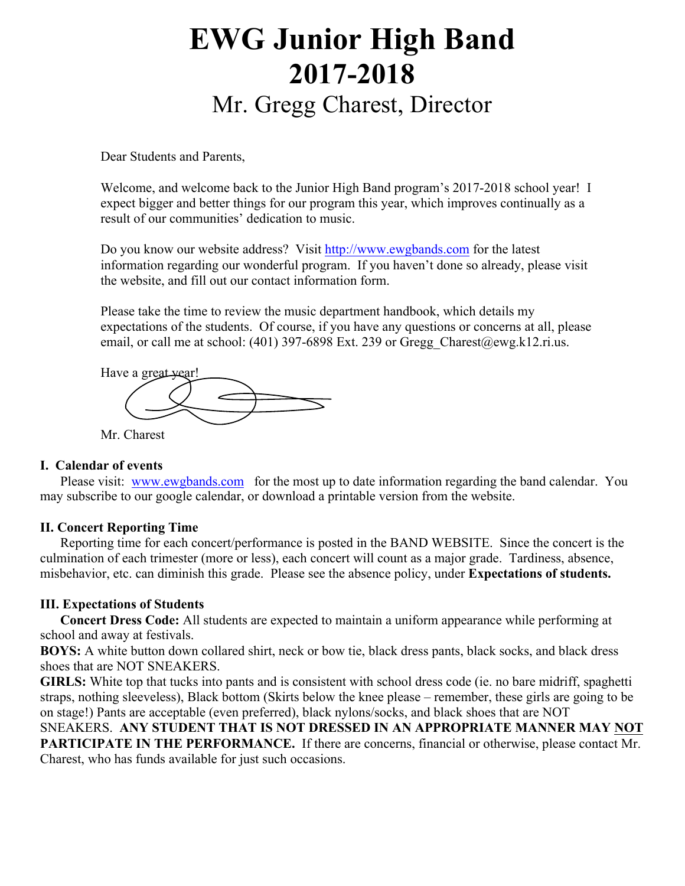# EWG Junior High Band
# 2017-2018
## Mr. Gregg Charest, Director

Dear Students and Parents,

Welcome, and welcome back to the Junior High Band program's 2017-2018 school year! I expect bigger and better things for our program this year, which improves continually as a result of our communities' dedication to music.

Do you know our website address? Visit http://www.ewgbands.com for the latest information regarding our wonderful program. If you haven't done so already, please visit the website, and fill out our contact information form.

Please take the time to review the music department handbook, which details my expectations of the students. Of course, if you have any questions or concerns at all, please email, or call me at school: (401) 397-6898 Ext. 239 or Gregg_Charest@ewg.k12.ri.us.

Have a great year!

Mr. Charest

### I. Calendar of events

Please visit: www.ewgbands.com for the most up to date information regarding the band calendar. You may subscribe to our google calendar, or download a printable version from the website.

### II. Concert Reporting Time

Reporting time for each concert/performance is posted in the BAND WEBSITE. Since the concert is the culmination of each trimester (more or less), each concert will count as a major grade. Tardiness, absence, misbehavior, etc. can diminish this grade. Please see the absence policy, under **Expectations of students.**

### III. Expectations of Students

**Concert Dress Code:** All students are expected to maintain a uniform appearance while performing at school and away at festivals.

**BOYS:** A white button down collared shirt, neck or bow tie, black dress pants, black socks, and black dress shoes that are NOT SNEAKERS.

**GIRLS:** White top that tucks into pants and is consistent with school dress code (ie. no bare midriff, spaghetti straps, nothing sleeveless), Black bottom (Skirts below the knee please – remember, these girls are going to be on stage!) Pants are acceptable (even preferred), black nylons/socks, and black shoes that are NOT SNEAKERS. **ANY STUDENT THAT IS NOT DRESSED IN AN APPROPRIATE MANNER MAY NOT PARTICIPATE IN THE PERFORMANCE.** If there are concerns, financial or otherwise, please contact Mr. Charest, who has funds available for just such occasions.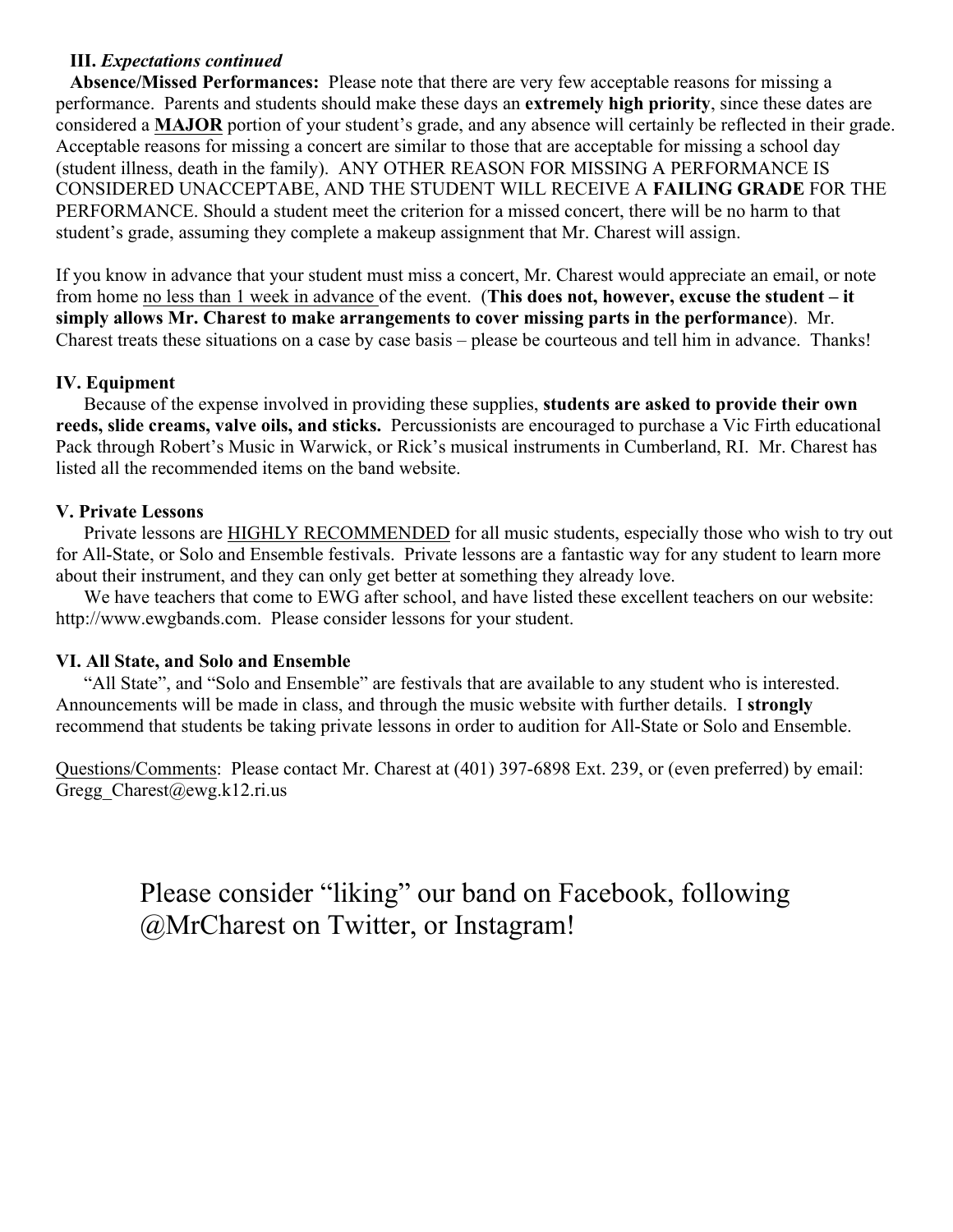**III.** ***Expectations continued***

**Absence/Missed Performances:** Please note that there are very few acceptable reasons for missing a performance. Parents and students should make these days an **extremely high priority**, since these dates are considered a **MAJOR** portion of your student's grade, and any absence will certainly be reflected in their grade. Acceptable reasons for missing a concert are similar to those that are acceptable for missing a school day (student illness, death in the family). ANY OTHER REASON FOR MISSING A PERFORMANCE IS CONSIDERED UNACCEPTABE, AND THE STUDENT WILL RECEIVE A **FAILING GRADE** FOR THE PERFORMANCE. Should a student meet the criterion for a missed concert, there will be no harm to that student's grade, assuming they complete a makeup assignment that Mr. Charest will assign.

If you know in advance that your student must miss a concert, Mr. Charest would appreciate an email, or note from home no less than 1 week in advance of the event. (**This does not, however, excuse the student – it simply allows Mr. Charest to make arrangements to cover missing parts in the performance**). Mr. Charest treats these situations on a case by case basis – please be courteous and tell him in advance. Thanks!

### IV. Equipment

Because of the expense involved in providing these supplies, **students are asked to provide their own reeds, slide creams, valve oils, and sticks.** Percussionists are encouraged to purchase a Vic Firth educational Pack through Robert's Music in Warwick, or Rick's musical instruments in Cumberland, RI. Mr. Charest has listed all the recommended items on the band website.

### V. Private Lessons

Private lessons are HIGHLY RECOMMENDED for all music students, especially those who wish to try out for All-State, or Solo and Ensemble festivals. Private lessons are a fantastic way for any student to learn more about their instrument, and they can only get better at something they already love.

We have teachers that come to EWG after school, and have listed these excellent teachers on our website: http://www.ewgbands.com. Please consider lessons for your student.

### VI. All State, and Solo and Ensemble

"All State", and "Solo and Ensemble" are festivals that are available to any student who is interested. Announcements will be made in class, and through the music website with further details. I **strongly** recommend that students be taking private lessons in order to audition for All-State or Solo and Ensemble.

Questions/Comments: Please contact Mr. Charest at (401) 397-6898 Ext. 239, or (even preferred) by email: Gregg_Charest@ewg.k12.ri.us

Please consider "liking" our band on Facebook, following @MrCharest on Twitter, or Instagram!